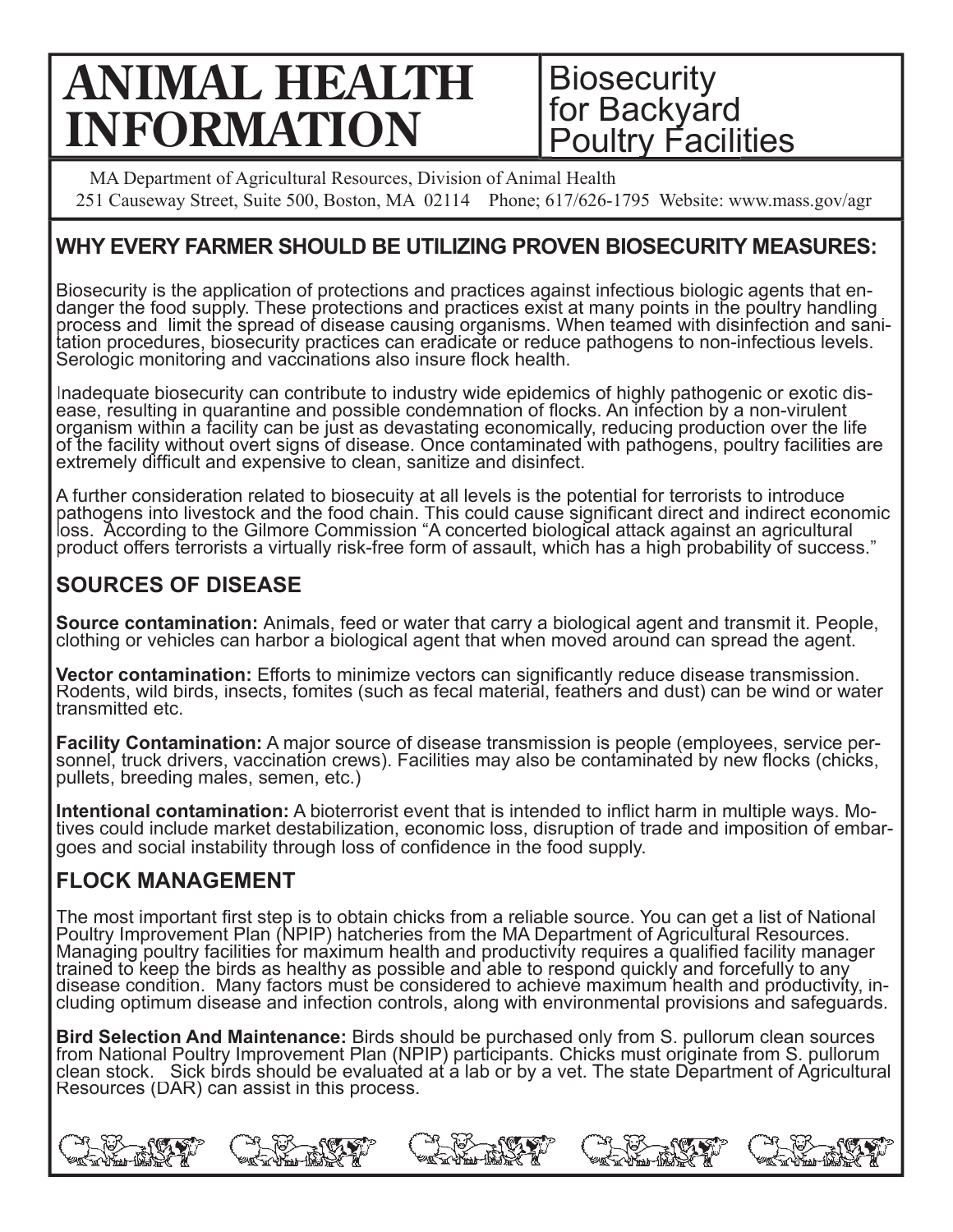# ANIMAL HEALTH INFORMATION

## Biosecurity for Backyard Poultry Facilities

MA Department of Agricultural Resources, Division of Animal Health
251 Causeway Street, Suite 500, Boston, MA 02114 Phone; 617/626-1795 Website: www.mass.gov/agr

### WHY EVERY FARMER SHOULD BE UTILIZING PROVEN BIOSECURITY MEASURES:

Biosecurity is the application of protections and practices against infectious biologic agents that endanger the food supply. These protections and practices exist at many points in the poultry handling process and limit the spread of disease causing organisms. When teamed with disinfection and sanitation procedures, biosecurity practices can eradicate or reduce pathogens to non-infectious levels. Serologic monitoring and vaccinations also insure flock health.

Inadequate biosecurity can contribute to industry wide epidemics of highly pathogenic or exotic disease, resulting in quarantine and possible condemnation of flocks. An infection by a non-virulent organism within a facility can be just as devastating economically, reducing production over the life of the facility without overt signs of disease. Once contaminated with pathogens, poultry facilities are extremely difficult and expensive to clean, sanitize and disinfect.

A further consideration related to biosecuity at all levels is the potential for terrorists to introduce pathogens into livestock and the food chain. This could cause significant direct and indirect economic loss. According to the Gilmore Commission "A concerted biological attack against an agricultural product offers terrorists a virtually risk-free form of assault, which has a high probability of success."

### SOURCES OF DISEASE

**Source contamination:** Animals, feed or water that carry a biological agent and transmit it. People, clothing or vehicles can harbor a biological agent that when moved around can spread the agent.

**Vector contamination:** Efforts to minimize vectors can significantly reduce disease transmission. Rodents, wild birds, insects, fomites (such as fecal material, feathers and dust) can be wind or water transmitted etc.

**Facility Contamination:** A major source of disease transmission is people (employees, service personnel, truck drivers, vaccination crews). Facilities may also be contaminated by new flocks (chicks, pullets, breeding males, semen, etc.)

**Intentional contamination:** A bioterrorist event that is intended to inflict harm in multiple ways. Motives could include market destabilization, economic loss, disruption of trade and imposition of embargoes and social instability through loss of confidence in the food supply.

### FLOCK MANAGEMENT

The most important first step is to obtain chicks from a reliable source. You can get a list of National Poultry Improvement Plan (NPIP) hatcheries from the MA Department of Agricultural Resources. Managing poultry facilities for maximum health and productivity requires a qualified facility manager trained to keep the birds as healthy as possible and able to respond quickly and forcefully to any disease condition. Many factors must be considered to achieve maximum health and productivity, including optimum disease and infection controls, along with environmental provisions and safeguards.

**Bird Selection And Maintenance:** Birds should be purchased only from S. pullorum clean sources from National Poultry Improvement Plan (NPIP) participants. Chicks must originate from S. pullorum clean stock. Sick birds should be evaluated at a lab or by a vet. The state Department of Agricultural Resources (DAR) can assist in this process.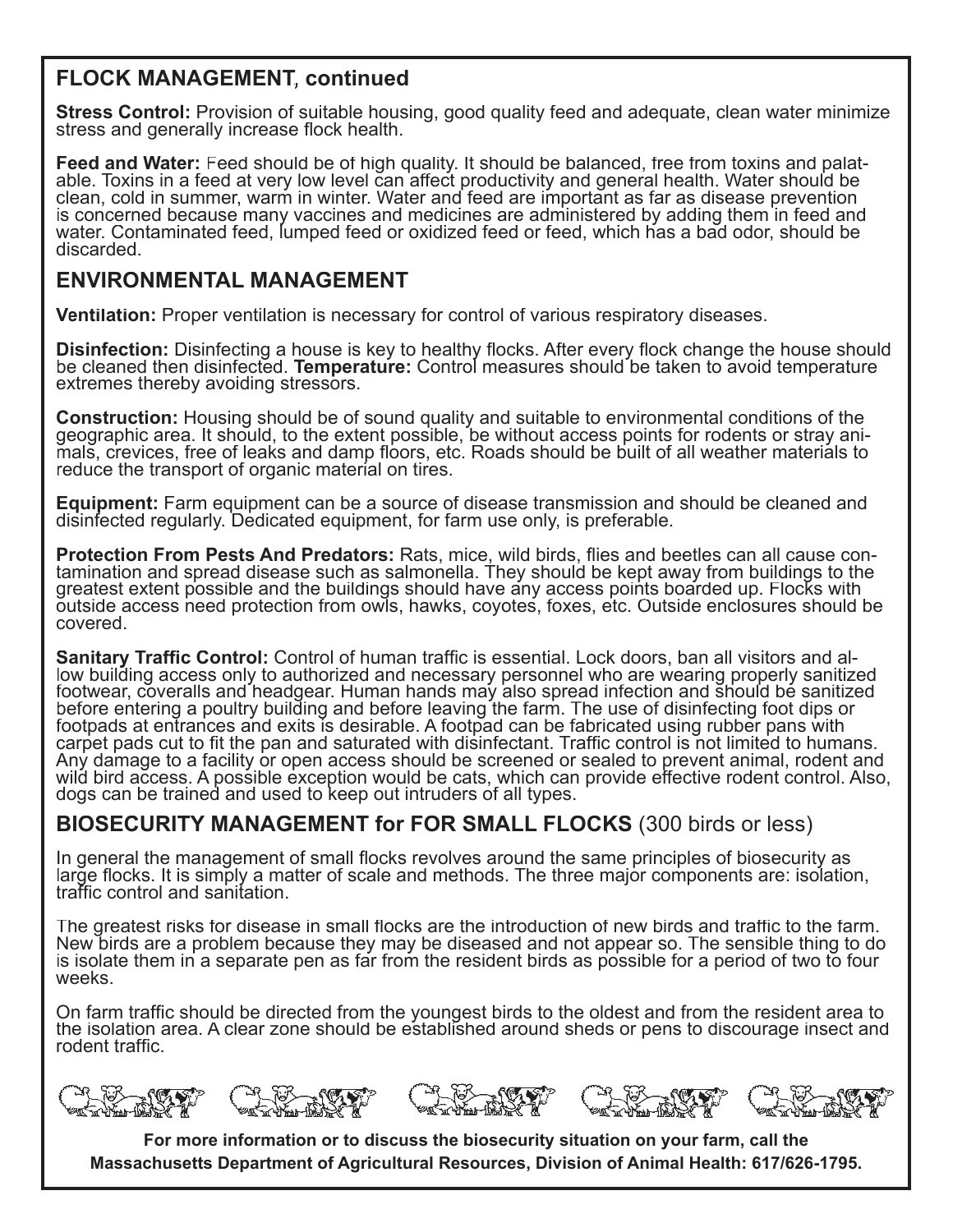## FLOCK MANAGEMENT, continued

**Stress Control:** Provision of suitable housing, good quality feed and adequate, clean water minimize stress and generally increase flock health.

**Feed and Water:** Feed should be of high quality. It should be balanced, free from toxins and palatable. Toxins in a feed at very low level can affect productivity and general health. Water should be clean, cold in summer, warm in winter. Water and feed are important as far as disease prevention is concerned because many vaccines and medicines are administered by adding them in feed and water. Contaminated feed, lumped feed or oxidized feed or feed, which has a bad odor, should be discarded.

## ENVIRONMENTAL MANAGEMENT

**Ventilation:** Proper ventilation is necessary for control of various respiratory diseases.

**Disinfection:** Disinfecting a house is key to healthy flocks. After every flock change the house should be cleaned then disinfected. **Temperature:** Control measures should be taken to avoid temperature extremes thereby avoiding stressors.

**Construction:** Housing should be of sound quality and suitable to environmental conditions of the geographic area. It should, to the extent possible, be without access points for rodents or stray animals, crevices, free of leaks and damp floors, etc. Roads should be built of all weather materials to reduce the transport of organic material on tires.

**Equipment:** Farm equipment can be a source of disease transmission and should be cleaned and disinfected regularly. Dedicated equipment, for farm use only, is preferable.

**Protection From Pests And Predators:** Rats, mice, wild birds, flies and beetles can all cause contamination and spread disease such as salmonella. They should be kept away from buildings to the greatest extent possible and the buildings should have any access points boarded up. Flocks with outside access need protection from owls, hawks, coyotes, foxes, etc. Outside enclosures should be covered.

**Sanitary Traffic Control:** Control of human traffic is essential. Lock doors, ban all visitors and allow building access only to authorized and necessary personnel who are wearing properly sanitized footwear, coveralls and headgear. Human hands may also spread infection and should be sanitized before entering a poultry building and before leaving the farm. The use of disinfecting foot dips or footpads at entrances and exits is desirable. A footpad can be fabricated using rubber pans with carpet pads cut to fit the pan and saturated with disinfectant. Traffic control is not limited to humans. Any damage to a facility or open access should be screened or sealed to prevent animal, rodent and wild bird access. A possible exception would be cats, which can provide effective rodent control. Also, dogs can be trained and used to keep out intruders of all types.

## BIOSECURITY MANAGEMENT for FOR SMALL FLOCKS (300 birds or less)

In general the management of small flocks revolves around the same principles of biosecurity as large flocks. It is simply a matter of scale and methods. The three major components are: isolation, traffic control and sanitation.

The greatest risks for disease in small flocks are the introduction of new birds and traffic to the farm. New birds are a problem because they may be diseased and not appear so. The sensible thing to do is isolate them in a separate pen as far from the resident birds as possible for a period of two to four weeks.

On farm traffic should be directed from the youngest birds to the oldest and from the resident area to the isolation area. A clear zone should be established around sheds or pens to discourage insect and rodent traffic.

**For more information or to discuss the biosecurity situation on your farm, call the Massachusetts Department of Agricultural Resources, Division of Animal Health: 617/626-1795.**